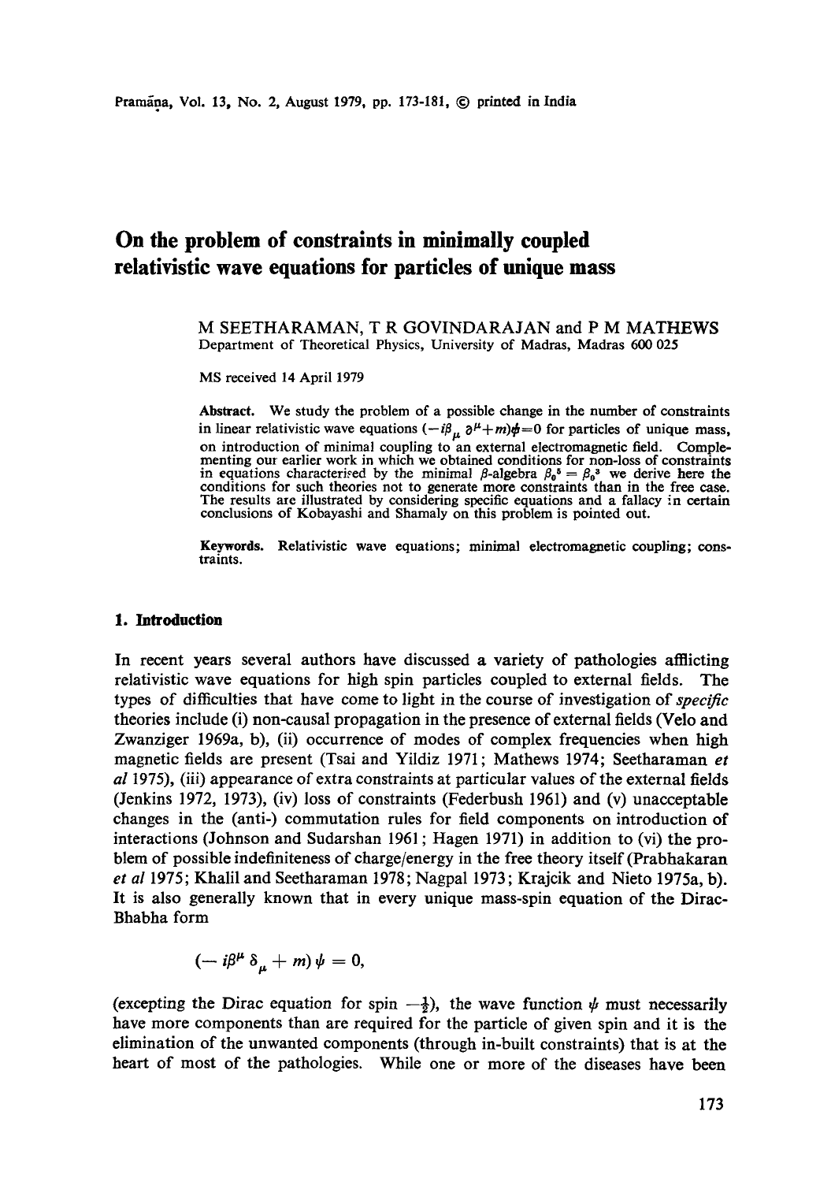# On the problem of constraints in minimally coupled relativistic wave equations for particles of unique mass

M SEETHARAMAN, T R GOVINDARAJAN and P M MATHEWS
Department of Theoretical Physics, University of Madras, Madras 600 025

MS received 14 April 1979

**Abstract.** We study the problem of a possible change in the number of constraints in linear relativistic wave equations $(-i\beta_\mu \partial^\mu + m)\psi = 0$ for particles of unique mass, on introduction of minimal coupling to an external electromagnetic field. Complementing our earlier work in which we obtained conditions for non-loss of constraints in equations characterised by the minimal $\beta$-algebra $\beta_0^5 = \beta_0^3$ we derive here the conditions for such theories not to generate more constraints than in the free case. The results are illustrated by considering specific equations and a fallacy in certain conclusions of Kobayashi and Shamaly on this problem is pointed out.

**Keywords.** Relativistic wave equations; minimal electromagnetic coupling; constraints.

## 1. Introduction

In recent years several authors have discussed a variety of pathologies afflicting relativistic wave equations for high spin particles coupled to external fields. The types of difficulties that have come to light in the course of investigation of *specific* theories include (i) non-causal propagation in the presence of external fields (Velo and Zwanziger 1969a, b), (ii) occurrence of modes of complex frequencies when high magnetic fields are present (Tsai and Yildiz 1971; Mathews 1974; Seetharaman *et al* 1975), (iii) appearance of extra constraints at particular values of the external fields (Jenkins 1972, 1973), (iv) loss of constraints (Federbush 1961) and (v) unacceptable changes in the (anti-) commutation rules for field components on introduction of interactions (Johnson and Sudarshan 1961; Hagen 1971) in addition to (vi) the problem of possible indefiniteness of charge/energy in the free theory itself (Prabhakaran *et al* 1975; Khalil and Seetharaman 1978; Nagpal 1973; Krajcik and Nieto 1975a, b). It is also generally known that in every unique mass-spin equation of the Dirac-Bhabha form

$$(-i\beta^\mu \delta_\mu + m)\psi = 0,$$

(excepting the Dirac equation for spin $-\frac{1}{2}$), the wave function $\psi$ must necessarily have more components than are required for the particle of given spin and it is the elimination of the unwanted components (through in-built constraints) that is at the heart of most of the pathologies. While one or more of the diseases have been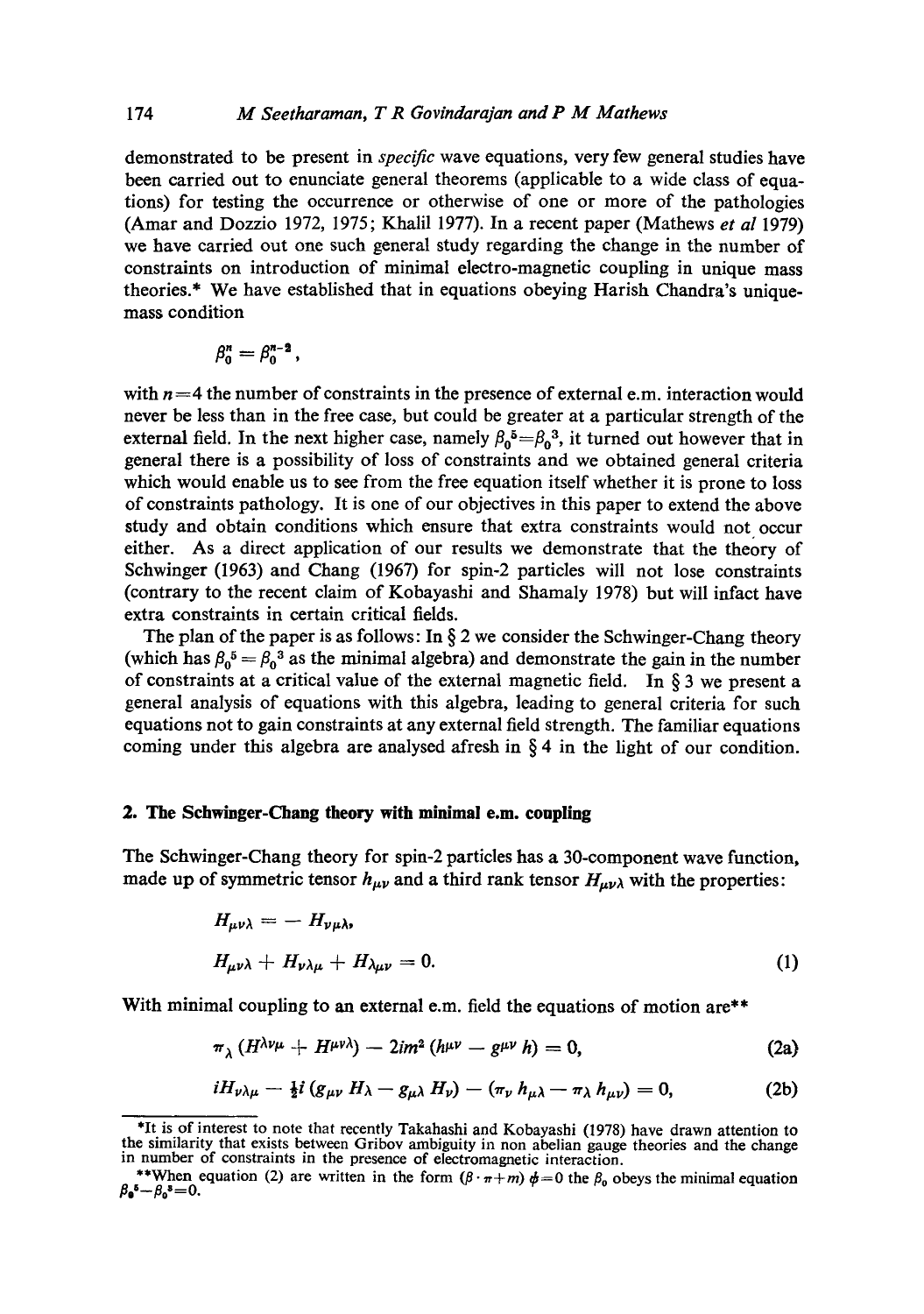demonstrated to be present in *specific* wave equations, very few general studies have been carried out to enunciate general theorems (applicable to a wide class of equations) for testing the occurrence or otherwise of one or more of the pathologies (Amar and Dozzio 1972, 1975; Khalil 1977). In a recent paper (Mathews *et al* 1979) we have carried out one such general study regarding the change in the number of constraints on introduction of minimal electro-magnetic coupling in unique mass theories.* We have established that in equations obeying Harish Chandra's unique-mass condition

$$\beta_0^n = \beta_0^{n-2},$$

with $n=4$ the number of constraints in the presence of external e.m. interaction would never be less than in the free case, but could be greater at a particular strength of the external field. In the next higher case, namely $\beta_0^5=\beta_0^3$, it turned out however that in general there is a possibility of loss of constraints and we obtained general criteria which would enable us to see from the free equation itself whether it is prone to loss of constraints pathology. It is one of our objectives in this paper to extend the above study and obtain conditions which ensure that extra constraints would not occur either. As a direct application of our results we demonstrate that the theory of Schwinger (1963) and Chang (1967) for spin-2 particles will not lose constraints (contrary to the recent claim of Kobayashi and Shamaly 1978) but will infact have extra constraints in certain critical fields.

The plan of the paper is as follows: In § 2 we consider the Schwinger-Chang theory (which has $\beta_0^5 = \beta_0^3$ as the minimal algebra) and demonstrate the gain in the number of constraints at a critical value of the external magnetic field. In § 3 we present a general analysis of equations with this algebra, leading to general criteria for such equations not to gain constraints at any external field strength. The familiar equations coming under this algebra are analysed afresh in § 4 in the light of our condition.

## 2. The Schwinger-Chang theory with minimal e.m. coupling

The Schwinger-Chang theory for spin-2 particles has a 30-component wave function, made up of symmetric tensor $h_{\mu\nu}$ and a third rank tensor $H_{\mu\nu\lambda}$ with the properties:

$$H_{\mu\nu\lambda} = -H_{\nu\mu\lambda},$$

$$H_{\mu\nu\lambda} + H_{\nu\lambda\mu} + H_{\lambda\mu\nu} = 0. \tag{1}$$

With minimal coupling to an external e.m. field the equations of motion are**

$$\pi_\lambda (H^{\lambda\nu\mu} + H^{\mu\nu\lambda}) - 2im^2 (h^{\mu\nu} - g^{\mu\nu} h) = 0, \tag{2a}$$

$$iH_{\nu\lambda\mu} - \tfrac{1}{2}i (g_{\mu\nu} H_\lambda - g_{\mu\lambda} H_\nu) - (\pi_\nu h_{\mu\lambda} - \pi_\lambda h_{\mu\nu}) = 0, \tag{2b}$$

---

*It is of interest to note that recently Takahashi and Kobayashi (1978) have drawn attention to the similarity that exists between Gribov ambiguity in non abelian gauge theories and the change in number of constraints in the presence of electromagnetic interaction.

**When equation (2) are written in the form $(\beta \cdot \pi + m)\,\phi = 0$ the $\beta_0$ obeys the minimal equation $\beta_0^5 - \beta_0^3 = 0$.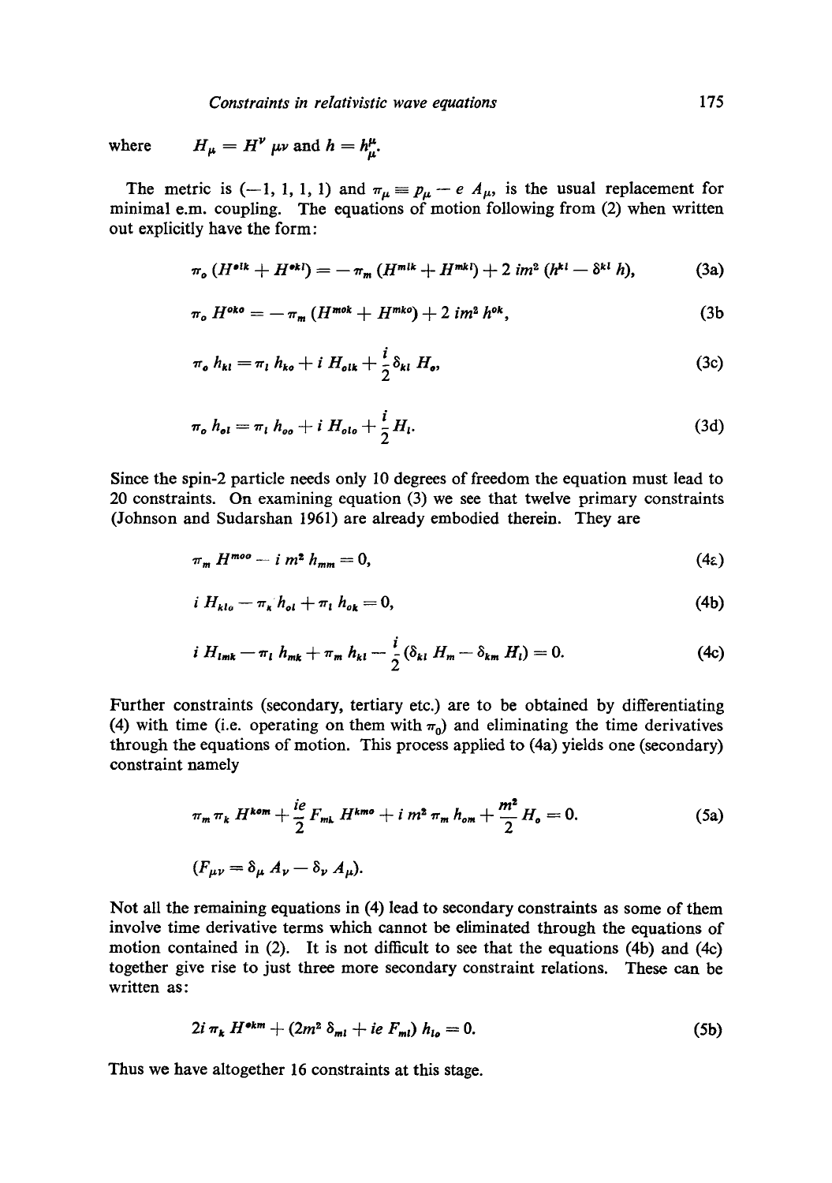where $\quad H_\mu = H^\nu{}_{\mu\nu}$ and $h = h^\mu_\mu$.

The metric is $(-1, 1, 1, 1)$ and $\pi_\mu \equiv p_\mu - e\, A_\mu$, is the usual replacement for minimal e.m. coupling. The equations of motion following from (2) when written out explicitly have the form:

$$\pi_o (H^{olk} + H^{okl}) = -\pi_m (H^{mlk} + H^{mkl}) + 2\, im^2 (h^{kl} - \delta^{kl} h), \tag{3a}$$

$$\pi_o H^{oko} = -\pi_m (H^{mok} + H^{mko}) + 2\, im^2 h^{ok}, \tag{3b}$$

$$\pi_o h_{kl} = \pi_l h_{ko} + i\, H_{olk} + \frac{i}{2} \delta_{kl} H_o, \tag{3c}$$

$$\pi_o h_{ol} = \pi_l h_{oo} + i\, H_{olo} + \frac{i}{2} H_l. \tag{3d}$$

Since the spin-2 particle needs only 10 degrees of freedom the equation must lead to 20 constraints. On examining equation (3) we see that twelve primary constraints (Johnson and Sudarshan 1961) are already embodied therein. They are

$$\pi_m H^{moo} - i\, m^2 h_{mm} = 0, \tag{4a}$$

$$i\, H_{klo} - \pi_k h_{ol} + \pi_l h_{ok} = 0, \tag{4b}$$

$$i\, H_{lmk} - \pi_l h_{mk} + \pi_m h_{kl} - \frac{i}{2} (\delta_{kl} H_m - \delta_{km} H_l) = 0. \tag{4c}$$

Further constraints (secondary, tertiary etc.) are to be obtained by differentiating (4) with time (i.e. operating on them with $\pi_0$) and eliminating the time derivatives through the equations of motion. This process applied to (4a) yields one (secondary) constraint namely

$$\pi_m \pi_k H^{kom} + \frac{ie}{2} F_{mk} H^{kmo} + i\, m^2 \pi_m h_{om} + \frac{m^2}{2} H_o = 0. \tag{5a}$$

$$(F_{\mu\nu} = \delta_\mu A_\nu - \delta_\nu A_\mu).$$

Not all the remaining equations in (4) lead to secondary constraints as some of them involve time derivative terms which cannot be eliminated through the equations of motion contained in (2). It is not difficult to see that the equations (4b) and (4c) together give rise to just three more secondary constraint relations. These can be written as:

$$2i\, \pi_k H^{okm} + (2m^2 \delta_{ml} + ie\, F_{ml})\, h_{lo} = 0. \tag{5b}$$

Thus we have altogether 16 constraints at this stage.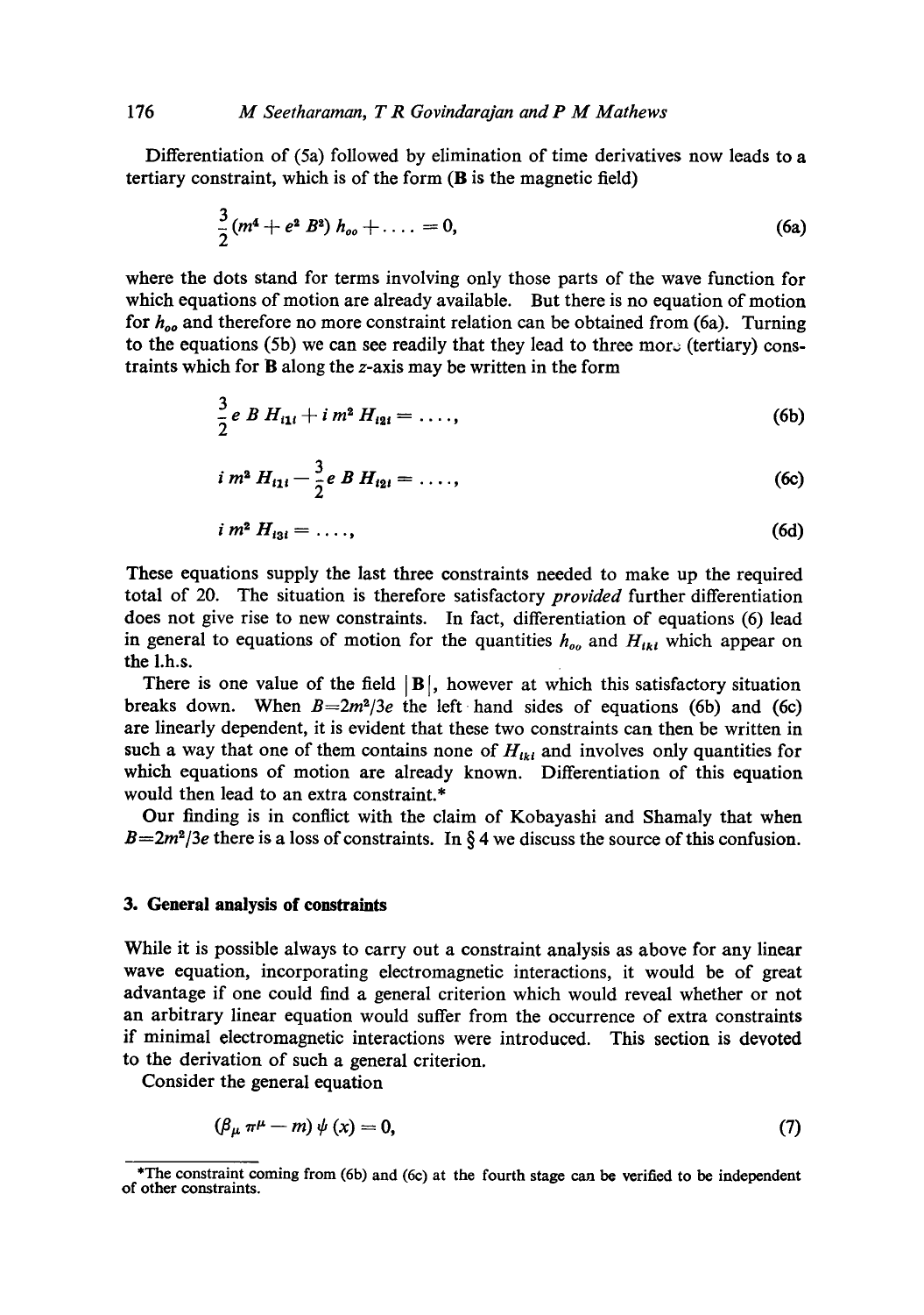Differentiation of (5a) followed by elimination of time derivatives now leads to a tertiary constraint, which is of the form (**B** is the magnetic field)

$$\frac{3}{2}(m^4 + e^2 B^2)\, h_{oo} + \ldots = 0, \tag{6a}$$

where the dots stand for terms involving only those parts of the wave function for which equations of motion are already available. But there is no equation of motion for $h_{oo}$ and therefore no more constraint relation can be obtained from (6a). Turning to the equations (5b) we can see readily that they lead to three more (tertiary) constraints which for **B** along the $z$-axis may be written in the form

$$\frac{3}{2} e\, B\, H_{i1i} + i\, m^2\, H_{i2i} = \ldots, \tag{6b}$$

$$i\, m^2\, H_{i1i} - \frac{3}{2} e\, B\, H_{i2i} = \ldots, \tag{6c}$$

$$i\, m^2\, H_{i3i} = \ldots, \tag{6d}$$

These equations supply the last three constraints needed to make up the required total of 20. The situation is therefore satisfactory *provided* further differentiation does not give rise to new constraints. In fact, differentiation of equations (6) lead in general to equations of motion for the quantities $h_{oo}$ and $H_{ikl}$ which appear on the l.h.s.

There is one value of the field $|\mathbf{B}|$, however at which this satisfactory situation breaks down. When $B = 2m^2/3e$ the left hand sides of equations (6b) and (6c) are linearly dependent, it is evident that these two constraints can then be written in such a way that one of them contains none of $H_{ikl}$ and involves only quantities for which equations of motion are already known. Differentiation of this equation would then lead to an extra constraint.*

Our finding is in conflict with the claim of Kobayashi and Shamaly that when $B = 2m^2/3e$ there is a loss of constraints. In § 4 we discuss the source of this confusion.

## 3. General analysis of constraints

While it is possible always to carry out a constraint analysis as above for any linear wave equation, incorporating electromagnetic interactions, it would be of great advantage if one could find a general criterion which would reveal whether or not an arbitrary linear equation would suffer from the occurrence of extra constraints if minimal electromagnetic interactions were introduced. This section is devoted to the derivation of such a general criterion.

Consider the general equation

$$(\beta_\mu \pi^\mu - m)\, \psi(x) = 0, \tag{7}$$

*The constraint coming from (6b) and (6c) at the fourth stage can be verified to be independent of other constraints.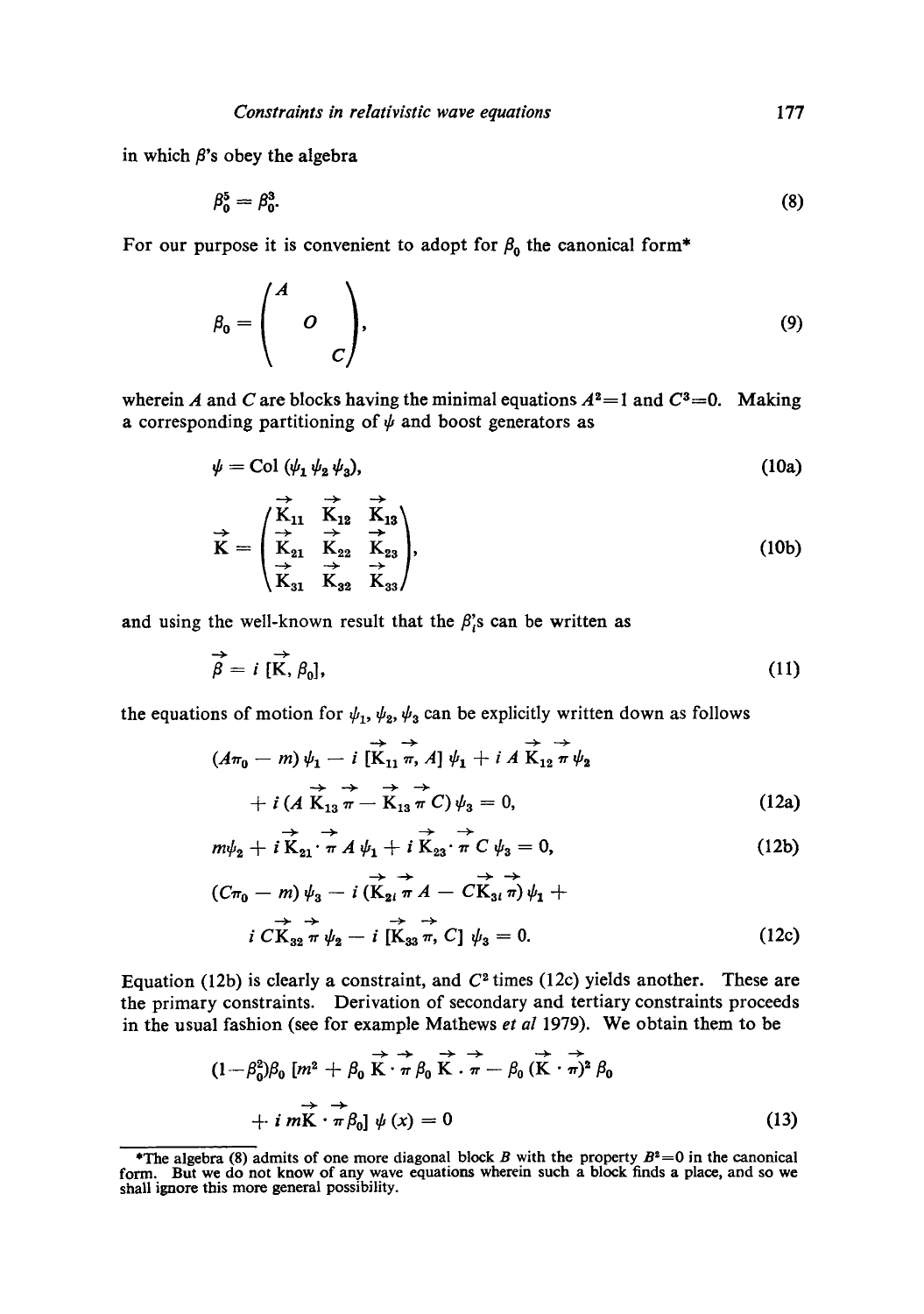in which $\beta$'s obey the algebra

$$\beta_0^5 = \beta_0^3. \tag{8}$$

For our purpose it is convenient to adopt for $\beta_0$ the canonical form*

$$\beta_0 = \begin{pmatrix} A & & \\ & O & \\ & & C \end{pmatrix}, \tag{9}$$

wherein $A$ and $C$ are blocks having the minimal equations $A^2=1$ and $C^3=0$. Making a corresponding partitioning of $\psi$ and boost generators as

$$\psi = \mathrm{Col}\,(\psi_1\, \psi_2\, \psi_3), \tag{10a}$$

$$\vec{K} = \begin{pmatrix} \vec{K}_{11} & \vec{K}_{12} & \vec{K}_{13} \\ \vec{K}_{21} & \vec{K}_{22} & \vec{K}_{23} \\ \vec{K}_{31} & \vec{K}_{32} & \vec{K}_{33} \end{pmatrix}, \tag{10b}$$

and using the well-known result that the $\beta_i$'s can be written as

$$\vec{\beta} = i\,[\vec{K}, \beta_0], \tag{11}$$

the equations of motion for $\psi_1$, $\psi_2$, $\psi_3$ can be explicitly written down as follows

$$(A\pi_0 - m)\,\psi_1 - i\,[\vec{K}_{11}\,\vec{\pi}, A]\,\psi_1 + i\,A\,\vec{K}_{12}\,\vec{\pi}\,\psi_2$$
$$+\, i\,(A\,\vec{K}_{13}\,\vec{\pi} - \vec{K}_{13}\,\vec{\pi}\,C)\,\psi_3 = 0, \tag{12a}$$

$$m\psi_2 + i\,\vec{K}_{21}\cdot\vec{\pi}\,A\,\psi_1 + i\,\vec{K}_{23}\cdot\vec{\pi}\,C\,\psi_3 = 0, \tag{12b}$$

$$(C\pi_0 - m)\,\psi_3 - i\,(\vec{K}_{2i}\,\vec{\pi}\,A - C\vec{K}_{3i}\,\vec{\pi})\,\psi_1 +$$
$$i\,C\vec{K}_{32}\,\vec{\pi}\,\psi_2 - i\,[\vec{K}_{33}\,\vec{\pi}, C]\,\psi_3 = 0. \tag{12c}$$

Equation (12b) is clearly a constraint, and $C^2$ times (12c) yields another. These are the primary constraints. Derivation of secondary and tertiary constraints proceeds in the usual fashion (see for example Mathews *et al* 1979). We obtain them to be

$$(1-\beta_0^2)\beta_0\,[m^2 + \beta_0\,\vec{K}\cdot\vec{\pi}\,\beta_0\,\vec{K}\cdot\vec{\pi} - \beta_0\,(\vec{K}\cdot\vec{\pi})^2\,\beta_0$$
$$+\, i\,m\vec{K}\cdot\vec{\pi}\,\beta_0]\,\psi(x) = 0 \tag{13}$$

---

*The algebra (8) admits of one more diagonal block $B$ with the property $B^2=0$ in the canonical form. But we do not know of any wave equations wherein such a block finds a place, and so we shall ignore this more general possibility.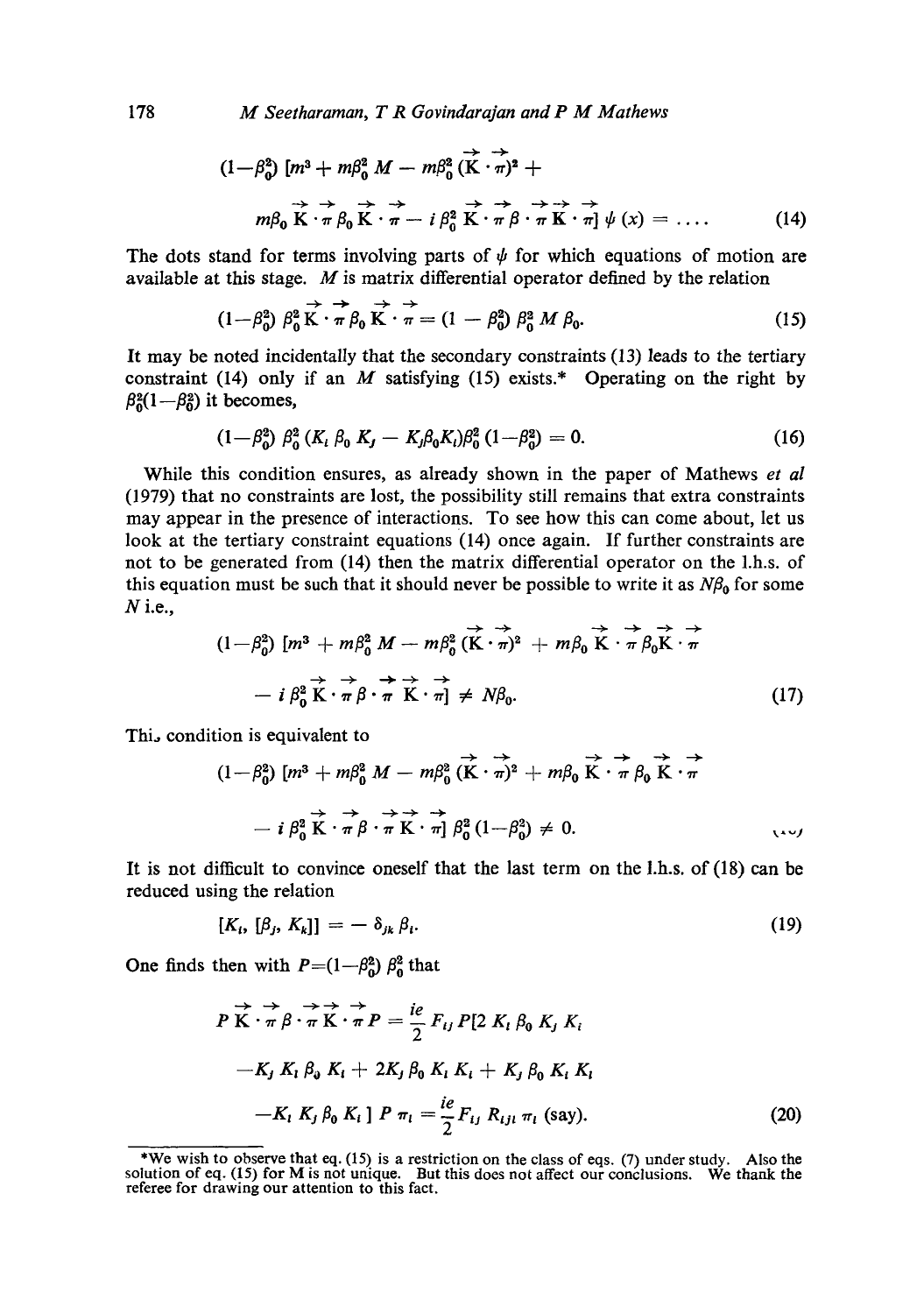$$(1-\beta_0^2)\,[m^3 + m\beta_0^2 M - m\beta_0^2 (\vec{K}\cdot\vec{\pi})^2 + m\beta_0 \vec{K}\cdot\vec{\pi}\,\beta_0 \vec{K}\cdot\vec{\pi} - i\,\beta_0^2 \vec{K}\cdot\vec{\pi}\,\vec{\beta}\cdot\vec{\pi}\,\vec{K}\cdot\vec{\pi}]\,\psi(x) = \ldots \tag{14}$$

The dots stand for terms involving parts of $\psi$ for which equations of motion are available at this stage. $M$ is matrix differential operator defined by the relation

$$(1-\beta_0^2)\,\beta_0^2 \vec{K}\cdot\vec{\pi}\,\beta_0 \vec{K}\cdot\vec{\pi} = (1-\beta_0^2)\,\beta_0^2 M \beta_0. \tag{15}$$

It may be noted incidentally that the secondary constraints (13) leads to the tertiary constraint (14) only if an $M$ satisfying (15) exists.* Operating on the right by $\beta_0^2(1-\beta_0^2)$ it becomes,

$$(1-\beta_0^2)\,\beta_0^2\,(K_i\,\beta_0\,K_j - K_j\beta_0 K_i)\beta_0^2\,(1-\beta_0^2) = 0. \tag{16}$$

While this condition ensures, as already shown in the paper of Mathews *et al* (1979) that no constraints are lost, the possibility still remains that extra constraints may appear in the presence of interactions. To see how this can come about, let us look at the tertiary constraint equations (14) once again. If further constraints are not to be generated from (14) then the matrix differential operator on the l.h.s. of this equation must be such that it should never be possible to write it as $N\beta_0$ for some $N$ i.e.,

$$(1-\beta_0^2)\,[m^3 + m\beta_0^2 M - m\beta_0^2 (\vec{K}\cdot\vec{\pi})^2 + m\beta_0 \vec{K}\cdot\vec{\pi}\,\beta_0 \vec{K}\cdot\vec{\pi} - i\,\beta_0^2 \vec{K}\cdot\vec{\pi}\,\vec{\beta}\cdot\vec{\pi}\,\vec{K}\cdot\vec{\pi}] \neq N\beta_0. \tag{17}$$

This condition is equivalent to

$$(1-\beta_0^2)\,[m^3 + m\beta_0^2 M - m\beta_0^2 (\vec{K}\cdot\vec{\pi})^2 + m\beta_0 \vec{K}\cdot\vec{\pi}\,\beta_0 \vec{K}\cdot\vec{\pi} - i\,\beta_0^2 \vec{K}\cdot\vec{\pi}\,\vec{\beta}\cdot\vec{\pi}\,\vec{K}\cdot\vec{\pi}]\,\beta_0^2\,(1-\beta_0^2) \neq 0. \tag{18}$$

It is not difficult to convince oneself that the last term on the l.h.s. of (18) can be reduced using the relation

$$[K_i, [\beta_j, K_k]] = -\,\delta_{jk}\,\beta_i. \tag{19}$$

One finds then with $P=(1-\beta_0^2)\,\beta_0^2$ that

$$\begin{aligned} P\,\vec{K}\cdot\vec{\pi}\,\vec{\beta}\cdot\vec{\pi}\,\vec{K}\cdot\vec{\pi}\,P = {} & \frac{ie}{2} F_{ij}\,P[2\,K_i\,\beta_0\,K_j\,K_l \\ & - K_j\,K_l\,\beta_0\,K_i + 2K_j\,\beta_0\,K_l\,K_i + K_j\,\beta_0\,K_i\,K_l \\ & - K_l\,K_j\,\beta_0\,K_i\,]\,P\,\pi_l = \frac{ie}{2} F_{ij}\,R_{ijl}\,\pi_l \text{ (say).} \end{aligned} \tag{20}$$

---

*We wish to observe that eq. (15) is a restriction on the class of eqs. (7) under study. Also the solution of eq. (15) for M is not unique. But this does not affect our conclusions. We thank the referee for drawing our attention to this fact.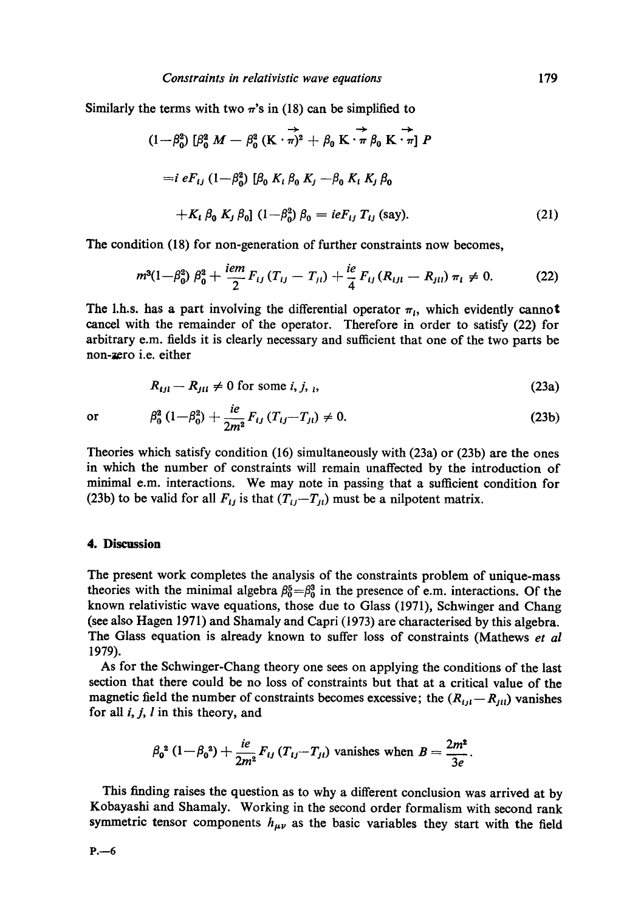Similarly the terms with two $\pi$'s in (18) can be simplified to

$$(1-\beta_0^2)\,[\beta_0^2\, M - \beta_0^2\, (\mathrm{K}\cdot\vec{\pi})^2 + \beta_0\, \mathrm{K}\cdot\vec{\pi}\, \beta_0\, \mathrm{K}\cdot\vec{\pi}]\, P$$

$$= i\, eF_{ij}\,(1-\beta_0^2)\,[\beta_0\, K_i\, \beta_0\, K_j - \beta_0\, K_i\, K_j\, \beta_0$$

$$+ K_i\, \beta_0\, K_j\, \beta_0]\,(1-\beta_0^2)\,\beta_0 = ieF_{ij}\, T_{ij} \text{ (say).} \tag{21}$$

The condition (18) for non-generation of further constraints now becomes,

$$m^3(1-\beta_0^2)\,\beta_0^2 + \frac{iem}{2} F_{ij}\,(T_{ij} - T_{ji}) + \frac{ie}{4} F_{ij}\,(R_{ijl} - R_{jil})\,\pi_l \neq 0. \tag{22}$$

The l.h.s. has a part involving the differential operator $\pi_l$, which evidently cannot cancel with the remainder of the operator. Therefore in order to satisfy (22) for arbitrary e.m. fields it is clearly necessary and sufficient that one of the two parts be non-zero i.e. either

$$R_{ijl} - R_{jil} \neq 0 \text{ for some } i, j, l, \tag{23a}$$

or

$$\beta_0^2\,(1-\beta_0^2) + \frac{ie}{2m^2} F_{ij}\,(T_{ij} - T_{ji}) \neq 0. \tag{23b}$$

Theories which satisfy condition (16) simultaneously with (23a) or (23b) are the ones in which the number of constraints will remain unaffected by the introduction of minimal e.m. interactions. We may note in passing that a sufficient condition for (23b) to be valid for all $F_{ij}$ is that $(T_{ij} - T_{ji})$ must be a nilpotent matrix.

## 4. Discussion

The present work completes the analysis of the constraints problem of unique-mass theories with the minimal algebra $\beta_0^5 = \beta_0^3$ in the presence of e.m. interactions. Of the known relativistic wave equations, those due to Glass (1971), Schwinger and Chang (see also Hagen 1971) and Shamaly and Capri (1973) are characterised by this algebra. The Glass equation is already known to suffer loss of constraints (Mathews *et al* 1979).

As for the Schwinger-Chang theory one sees on applying the conditions of the last section that there could be no loss of constraints but that at a critical value of the magnetic field the number of constraints becomes excessive; the $(R_{ijl} - R_{jil})$ vanishes for all $i, j, l$ in this theory, and

$$\beta_0^2\,(1-\beta_0^2) + \frac{ie}{2m^2} F_{ij}\,(T_{ij} - T_{ji}) \text{ vanishes when } B = \frac{2m^2}{3e}.$$

This finding raises the question as to why a different conclusion was arrived at by Kobayashi and Shamaly. Working in the second order formalism with second rank symmetric tensor components $h_{\mu\nu}$ as the basic variables they start with the field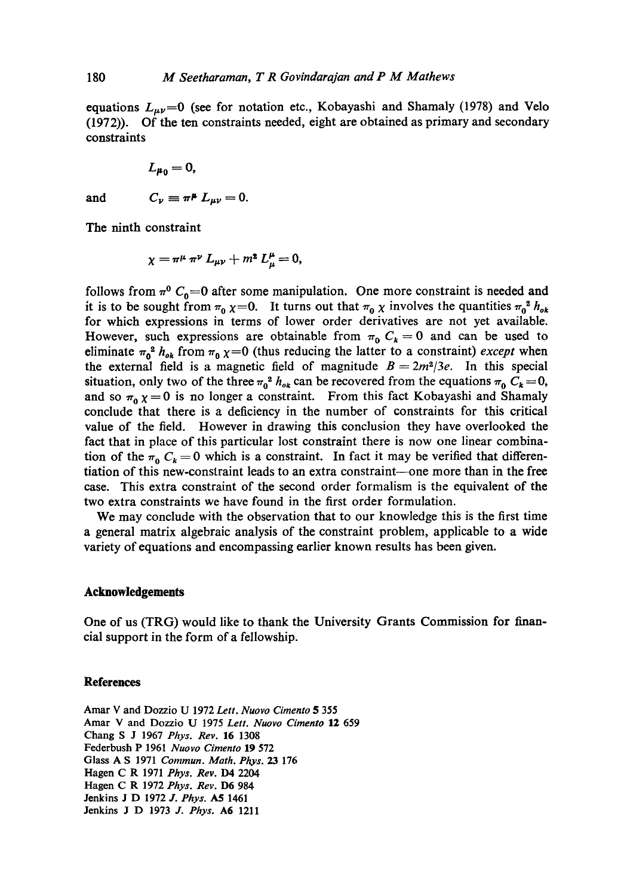equations $L_{\mu\nu}=0$ (see for notation etc., Kobayashi and Shamaly (1978) and Velo (1972)). Of the ten constraints needed, eight are obtained as primary and secondary constraints

$$L_{\mu 0} = 0,$$

and

$$C_\nu \equiv \pi^\mu L_{\mu\nu} = 0.$$

The ninth constraint

$$\chi = \pi^\mu \pi^\nu L_{\mu\nu} + m^2 L^\mu_\mu = 0,$$

follows from $\pi^0 C_0=0$ after some manipulation. One more constraint is needed and it is to be sought from $\pi_0 \chi=0$. It turns out that $\pi_0 \chi$ involves the quantities $\pi_0^2 h_{ok}$ for which expressions in terms of lower order derivatives are not yet available. However, such expressions are obtainable from $\pi_0 C_k = 0$ and can be used to eliminate $\pi_0^2 h_{ok}$ from $\pi_0 \chi=0$ (thus reducing the latter to a constraint) *except* when the external field is a magnetic field of magnitude $B = 2m^2/3e$. In this special situation, only two of the three $\pi_0^2 h_{ok}$ can be recovered from the equations $\pi_0 C_k=0$, and so $\pi_0 \chi=0$ is no longer a constraint. From this fact Kobayashi and Shamaly conclude that there is a deficiency in the number of constraints for this critical value of the field. However in drawing this conclusion they have overlooked the fact that in place of this particular lost constraint there is now one linear combination of the $\pi_0 C_k=0$ which is a constraint. In fact it may be verified that differentiation of this new-constraint leads to an extra constraint—one more than in the free case. This extra constraint of the second order formalism is the equivalent of the two extra constraints we have found in the first order formulation.

We may conclude with the observation that to our knowledge this is the first time a general matrix algebraic analysis of the constraint problem, applicable to a wide variety of equations and encompassing earlier known results has been given.

## Acknowledgements

One of us (TRG) would like to thank the University Grants Commission for financial support in the form of a fellowship.

## References

Amar V and Dozzio U 1972 *Lett. Nuovo Cimento* **5** 355
Amar V and Dozzio U 1975 *Lett. Nuovo Cimento* **12** 659
Chang S J 1967 *Phys. Rev.* **16** 1308
Federbush P 1961 *Nuovo Cimento* **19** 572
Glass A S 1971 *Commun. Math. Phys.* **23** 176
Hagen C R 1971 *Phys. Rev.* **D4** 2204
Hagen C R 1972 *Phys. Rev.* **D6** 984
Jenkins J D 1972 *J. Phys.* **A5** 1461
Jenkins J D 1973 *J. Phys.* **A6** 1211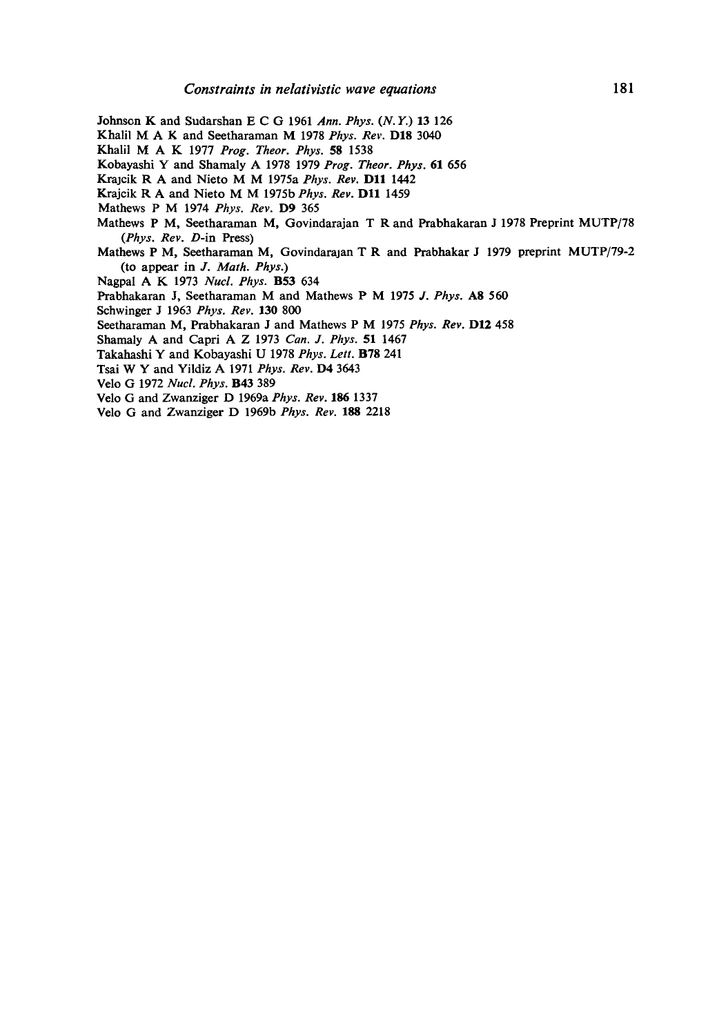Johnson K and Sudarshan E C G 1961 *Ann. Phys. (N.Y.)* **13** 126

Khalil M A K and Seetharaman M 1978 *Phys. Rev.* **D18** 3040

Khalil M A K 1977 *Prog. Theor. Phys.* **58** 1538

Kobayashi Y and Shamaly A 1978 1979 *Prog. Theor. Phys.* **61** 656

Krajcik R A and Nieto M M 1975a *Phys. Rev.* **D11** 1442

Krajcik R A and Nieto M M 1975b *Phys. Rev.* **D11** 1459

Mathews P M 1974 *Phys. Rev.* **D9** 365

Mathews P M, Seetharaman M, Govindarajan T R and Prabhakaran J 1978 Preprint MUTP/78 (*Phys. Rev. D*-in Press)

Mathews P M, Seetharaman M, Govindarajan T R and Prabhakar J 1979 preprint MUTP/79-2 (to appear in *J. Math. Phys.*)

Nagpal A K 1973 *Nucl. Phys.* **B53** 634

Prabhakaran J, Seetharaman M and Mathews P M 1975 *J. Phys.* **A8** 560

Schwinger J 1963 *Phys. Rev.* **130** 800

Seetharaman M, Prabhakaran J and Mathews P M 1975 *Phys. Rev.* **D12** 458

Shamaly A and Capri A Z 1973 *Can. J. Phys.* **51** 1467

Takahashi Y and Kobayashi U 1978 *Phys. Lett.* **B78** 241

Tsai W Y and Yildiz A 1971 *Phys. Rev.* **D4** 3643

Velo G 1972 *Nucl. Phys.* **B43** 389

Velo G and Zwanziger D 1969a *Phys. Rev.* **186** 1337

Velo G and Zwanziger D 1969b *Phys. Rev.* **188** 2218